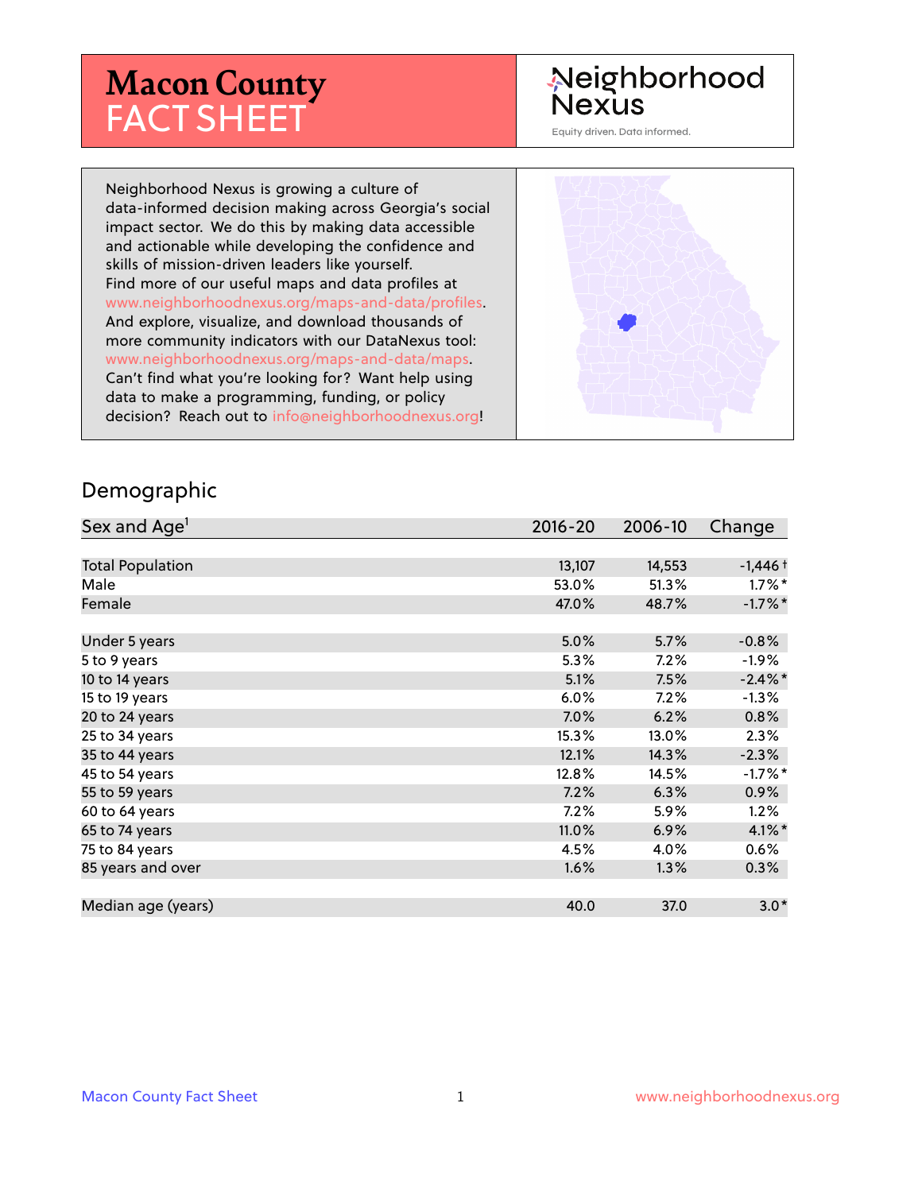# Macon County FACT SHEET

Neighborhood Nexus

Equity driven. Data informed.

Neighborhood Nexus is growing a culture of data-informed decision making across Georgia's social impact sector. We do this by making data accessible and actionable while developing the confidence and skills of mission-driven leaders like yourself. Find more of our useful maps and data profiles at www.neighborhoodnexus.org/maps-and-data/profiles. And explore, visualize, and download thousands of more community indicators with our DataNexus tool: www.neighborhoodnexus.org/maps-and-data/maps. Can't find what you're looking for? Want help using data to make a programming, funding, or policy decision? Reach out to info@neighborhoodnexus.org!

## Demographic

| Sex and Age[1] | 2016-20 | 2006-10 | Change |
|---|---|---|---|
| Total Population | 13,107 | 14,553 | -1,446 † |
| Male | 53.0% | 51.3% | 1.7% * |
| Female | 47.0% | 48.7% | -1.7% * |
| | | | |
| Under 5 years | 5.0% | 5.7% | -0.8% |
| 5 to 9 years | 5.3% | 7.2% | -1.9% |
| 10 to 14 years | 5.1% | 7.5% | -2.4% * |
| 15 to 19 years | 6.0% | 7.2% | -1.3% |
| 20 to 24 years | 7.0% | 6.2% | 0.8% |
| 25 to 34 years | 15.3% | 13.0% | 2.3% |
| 35 to 44 years | 12.1% | 14.3% | -2.3% |
| 45 to 54 years | 12.8% | 14.5% | -1.7% * |
| 55 to 59 years | 7.2% | 6.3% | 0.9% |
| 60 to 64 years | 7.2% | 5.9% | 1.2% |
| 65 to 74 years | 11.0% | 6.9% | 4.1% * |
| 75 to 84 years | 4.5% | 4.0% | 0.6% |
| 85 years and over | 1.6% | 1.3% | 0.3% |
| | | | |
| Median age (years) | 40.0 | 37.0 | 3.0 * |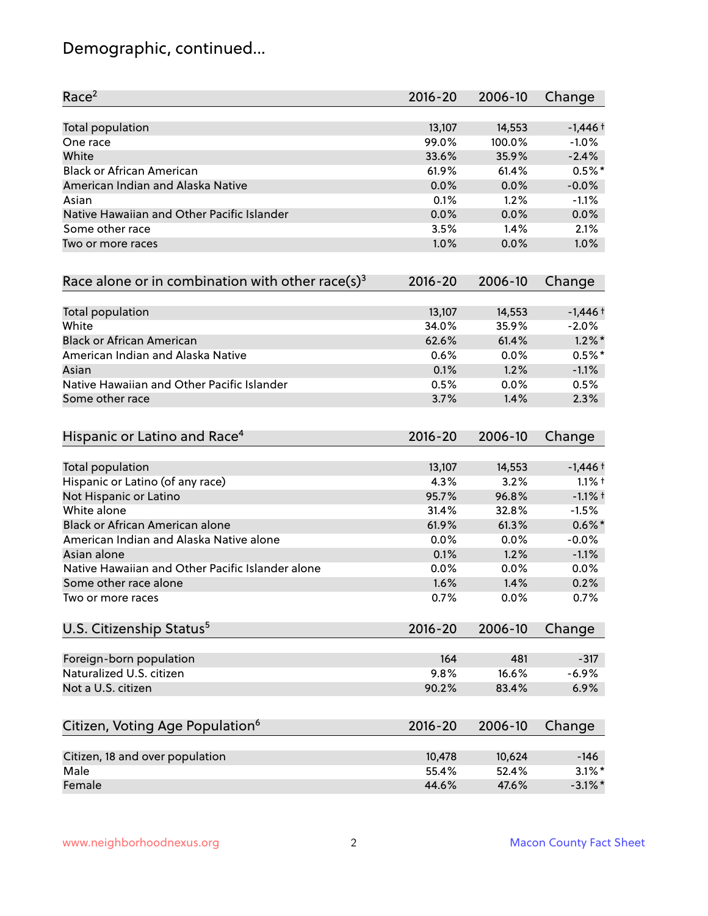# Demographic, continued...

| Race[2] | 2016-20 | 2006-10 | Change |
|---|---|---|---|
| Total population | 13,107 | 14,553 | -1,446 † |
| One race | 99.0% | 100.0% | -1.0% |
| White | 33.6% | 35.9% | -2.4% |
| Black or African American | 61.9% | 61.4% | 0.5% * |
| American Indian and Alaska Native | 0.0% | 0.0% | -0.0% |
| Asian | 0.1% | 1.2% | -1.1% |
| Native Hawaiian and Other Pacific Islander | 0.0% | 0.0% | 0.0% |
| Some other race | 3.5% | 1.4% | 2.1% |
| Two or more races | 1.0% | 0.0% | 1.0% |

| Race alone or in combination with other race(s)[3] | 2016-20 | 2006-10 | Change |
|---|---|---|---|
| Total population | 13,107 | 14,553 | -1,446 † |
| White | 34.0% | 35.9% | -2.0% |
| Black or African American | 62.6% | 61.4% | 1.2% * |
| American Indian and Alaska Native | 0.6% | 0.0% | 0.5% * |
| Asian | 0.1% | 1.2% | -1.1% |
| Native Hawaiian and Other Pacific Islander | 0.5% | 0.0% | 0.5% |
| Some other race | 3.7% | 1.4% | 2.3% |

| Hispanic or Latino and Race[4] | 2016-20 | 2006-10 | Change |
|---|---|---|---|
| Total population | 13,107 | 14,553 | -1,446 † |
| Hispanic or Latino (of any race) | 4.3% | 3.2% | 1.1% † |
| Not Hispanic or Latino | 95.7% | 96.8% | -1.1% † |
| White alone | 31.4% | 32.8% | -1.5% |
| Black or African American alone | 61.9% | 61.3% | 0.6% * |
| American Indian and Alaska Native alone | 0.0% | 0.0% | -0.0% |
| Asian alone | 0.1% | 1.2% | -1.1% |
| Native Hawaiian and Other Pacific Islander alone | 0.0% | 0.0% | 0.0% |
| Some other race alone | 1.6% | 1.4% | 0.2% |
| Two or more races | 0.7% | 0.0% | 0.7% |

| U.S. Citizenship Status[5] | 2016-20 | 2006-10 | Change |
|---|---|---|---|
| Foreign-born population | 164 | 481 | -317 |
| Naturalized U.S. citizen | 9.8% | 16.6% | -6.9% |
| Not a U.S. citizen | 90.2% | 83.4% | 6.9% |

| Citizen, Voting Age Population[6] | 2016-20 | 2006-10 | Change |
|---|---|---|---|
| Citizen, 18 and over population | 10,478 | 10,624 | -146 |
| Male | 55.4% | 52.4% | 3.1% * |
| Female | 44.6% | 47.6% | -3.1% * |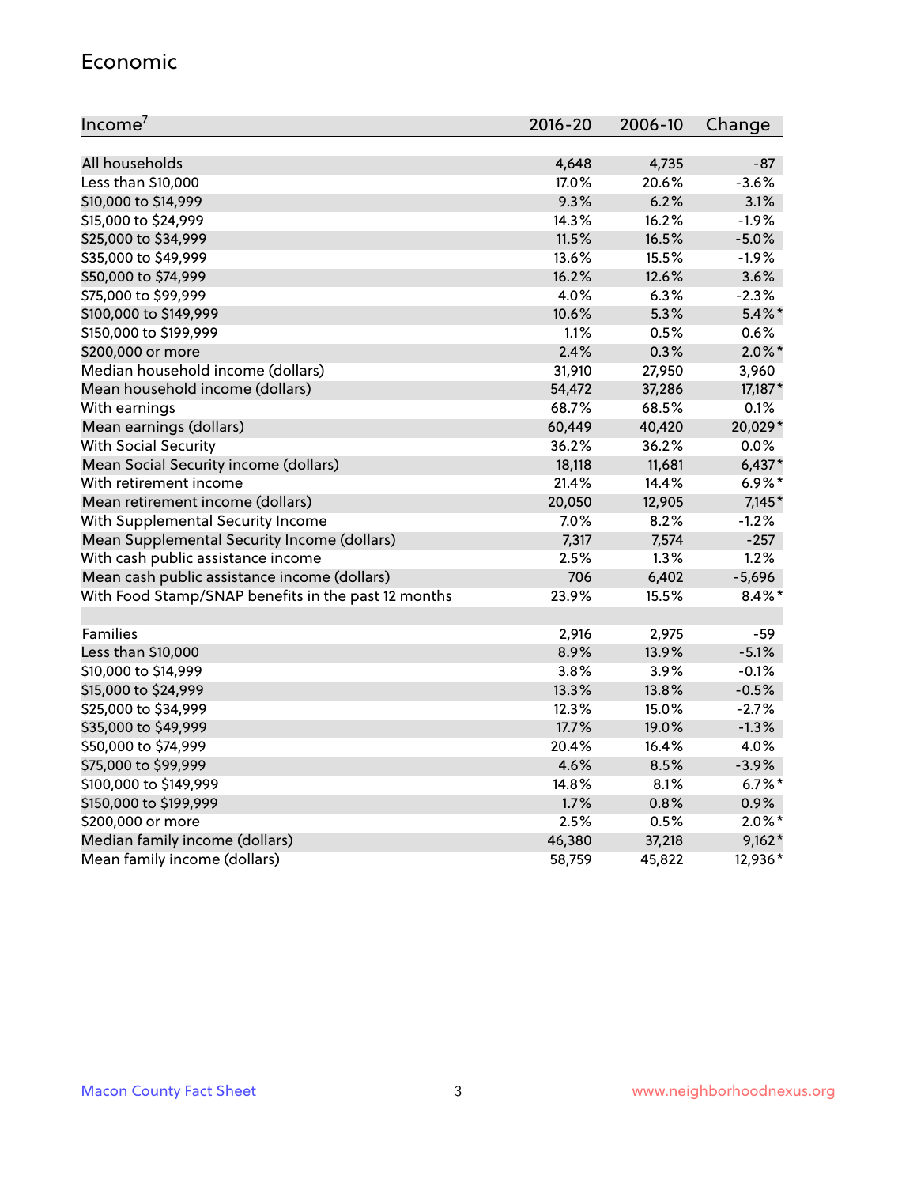## Economic

| Income[7] | 2016-20 | 2006-10 | Change |
|---|---|---|---|
| All households | 4,648 | 4,735 | -87 |
| Less than $10,000 | 17.0% | 20.6% | -3.6% |
| $10,000 to $14,999 | 9.3% | 6.2% | 3.1% |
| $15,000 to $24,999 | 14.3% | 16.2% | -1.9% |
| $25,000 to $34,999 | 11.5% | 16.5% | -5.0% |
| $35,000 to $49,999 | 13.6% | 15.5% | -1.9% |
| $50,000 to $74,999 | 16.2% | 12.6% | 3.6% |
| $75,000 to $99,999 | 4.0% | 6.3% | -2.3% |
| $100,000 to $149,999 | 10.6% | 5.3% | 5.4%* |
| $150,000 to $199,999 | 1.1% | 0.5% | 0.6% |
| $200,000 or more | 2.4% | 0.3% | 2.0%* |
| Median household income (dollars) | 31,910 | 27,950 | 3,960 |
| Mean household income (dollars) | 54,472 | 37,286 | 17,187* |
| With earnings | 68.7% | 68.5% | 0.1% |
| Mean earnings (dollars) | 60,449 | 40,420 | 20,029* |
| With Social Security | 36.2% | 36.2% | 0.0% |
| Mean Social Security income (dollars) | 18,118 | 11,681 | 6,437* |
| With retirement income | 21.4% | 14.4% | 6.9%* |
| Mean retirement income (dollars) | 20,050 | 12,905 | 7,145* |
| With Supplemental Security Income | 7.0% | 8.2% | -1.2% |
| Mean Supplemental Security Income (dollars) | 7,317 | 7,574 | -257 |
| With cash public assistance income | 2.5% | 1.3% | 1.2% |
| Mean cash public assistance income (dollars) | 706 | 6,402 | -5,696 |
| With Food Stamp/SNAP benefits in the past 12 months | 23.9% | 15.5% | 8.4%* |
| | | | |
| Families | 2,916 | 2,975 | -59 |
| Less than $10,000 | 8.9% | 13.9% | -5.1% |
| $10,000 to $14,999 | 3.8% | 3.9% | -0.1% |
| $15,000 to $24,999 | 13.3% | 13.8% | -0.5% |
| $25,000 to $34,999 | 12.3% | 15.0% | -2.7% |
| $35,000 to $49,999 | 17.7% | 19.0% | -1.3% |
| $50,000 to $74,999 | 20.4% | 16.4% | 4.0% |
| $75,000 to $99,999 | 4.6% | 8.5% | -3.9% |
| $100,000 to $149,999 | 14.8% | 8.1% | 6.7%* |
| $150,000 to $199,999 | 1.7% | 0.8% | 0.9% |
| $200,000 or more | 2.5% | 0.5% | 2.0%* |
| Median family income (dollars) | 46,380 | 37,218 | 9,162* |
| Mean family income (dollars) | 58,759 | 45,822 | 12,936* |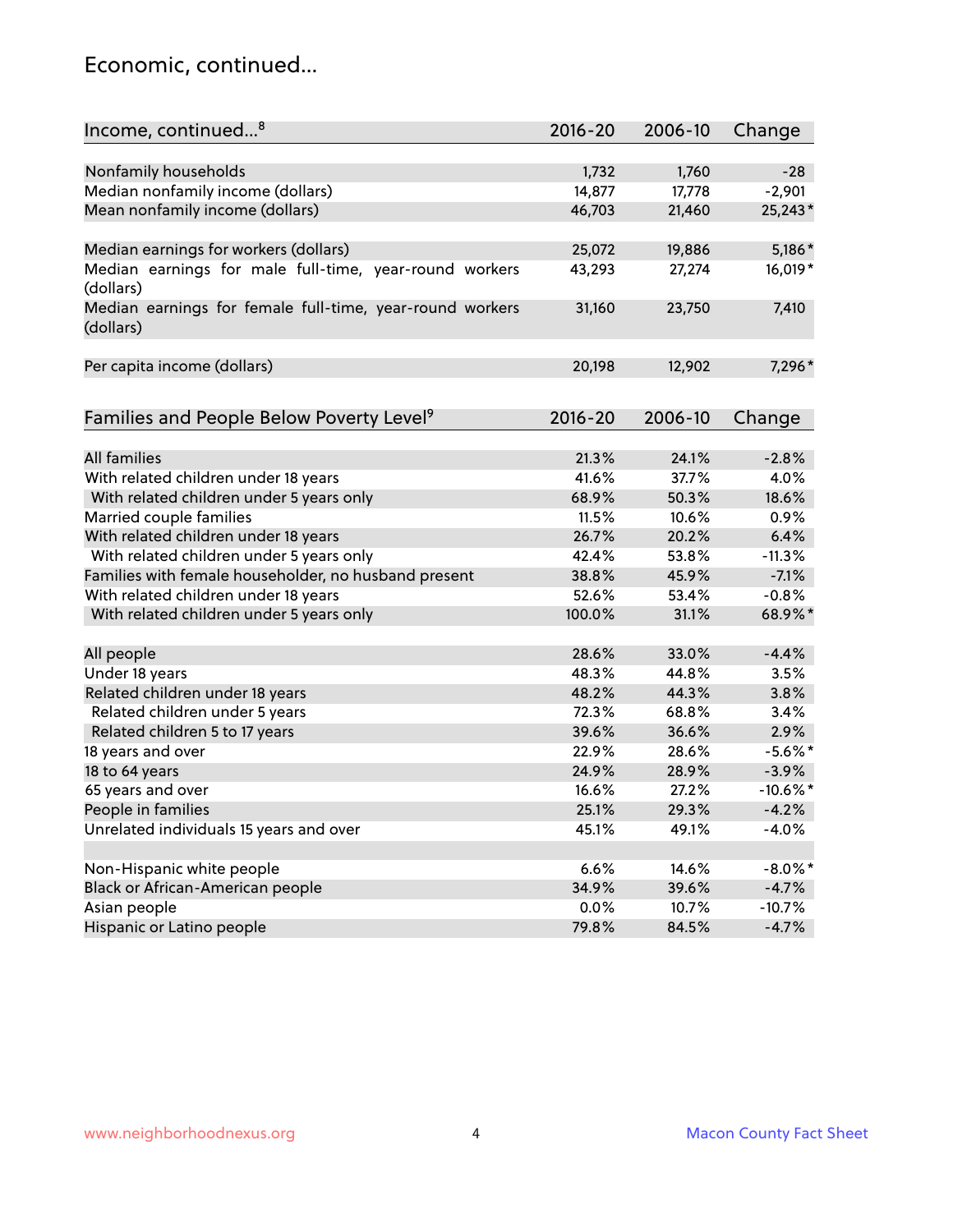## Economic, continued...

| Income, continued...[8] | 2016-20 | 2006-10 | Change |
|---|---|---|---|
| Nonfamily households | 1,732 | 1,760 | -28 |
| Median nonfamily income (dollars) | 14,877 | 17,778 | -2,901 |
| Mean nonfamily income (dollars) | 46,703 | 21,460 | 25,243* |
| Median earnings for workers (dollars) | 25,072 | 19,886 | 5,186* |
| Median earnings for male full-time, year-round workers (dollars) | 43,293 | 27,274 | 16,019* |
| Median earnings for female full-time, year-round workers (dollars) | 31,160 | 23,750 | 7,410 |
| Per capita income (dollars) | 20,198 | 12,902 | 7,296* |

| Families and People Below Poverty Level[9] | 2016-20 | 2006-10 | Change |
|---|---|---|---|
| All families | 21.3% | 24.1% | -2.8% |
| With related children under 18 years | 41.6% | 37.7% | 4.0% |
| With related children under 5 years only | 68.9% | 50.3% | 18.6% |
| Married couple families | 11.5% | 10.6% | 0.9% |
| With related children under 18 years | 26.7% | 20.2% | 6.4% |
| With related children under 5 years only | 42.4% | 53.8% | -11.3% |
| Families with female householder, no husband present | 38.8% | 45.9% | -7.1% |
| With related children under 18 years | 52.6% | 53.4% | -0.8% |
| With related children under 5 years only | 100.0% | 31.1% | 68.9%* |
| All people | 28.6% | 33.0% | -4.4% |
| Under 18 years | 48.3% | 44.8% | 3.5% |
| Related children under 18 years | 48.2% | 44.3% | 3.8% |
| Related children under 5 years | 72.3% | 68.8% | 3.4% |
| Related children 5 to 17 years | 39.6% | 36.6% | 2.9% |
| 18 years and over | 22.9% | 28.6% | -5.6%* |
| 18 to 64 years | 24.9% | 28.9% | -3.9% |
| 65 years and over | 16.6% | 27.2% | -10.6%* |
| People in families | 25.1% | 29.3% | -4.2% |
| Unrelated individuals 15 years and over | 45.1% | 49.1% | -4.0% |
| Non-Hispanic white people | 6.6% | 14.6% | -8.0%* |
| Black or African-American people | 34.9% | 39.6% | -4.7% |
| Asian people | 0.0% | 10.7% | -10.7% |
| Hispanic or Latino people | 79.8% | 84.5% | -4.7% |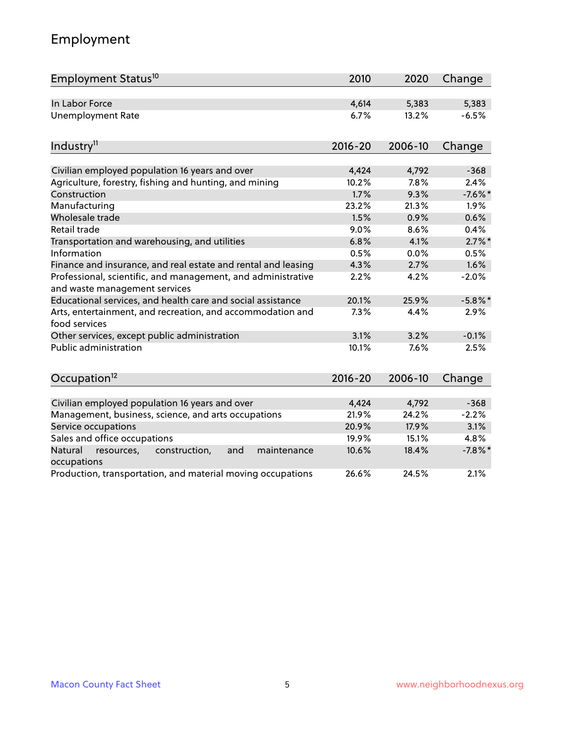## Employment

| Employment Status[10] | 2010 | 2020 | Change |
|---|---|---|---|
| In Labor Force | 4,614 | 5,383 | 5,383 |
| Unemployment Rate | 6.7% | 13.2% | -6.5% |

| Industry[11] | 2016-20 | 2006-10 | Change |
|---|---|---|---|
| Civilian employed population 16 years and over | 4,424 | 4,792 | -368 |
| Agriculture, forestry, fishing and hunting, and mining | 10.2% | 7.8% | 2.4% |
| Construction | 1.7% | 9.3% | -7.6%* |
| Manufacturing | 23.2% | 21.3% | 1.9% |
| Wholesale trade | 1.5% | 0.9% | 0.6% |
| Retail trade | 9.0% | 8.6% | 0.4% |
| Transportation and warehousing, and utilities | 6.8% | 4.1% | 2.7%* |
| Information | 0.5% | 0.0% | 0.5% |
| Finance and insurance, and real estate and rental and leasing | 4.3% | 2.7% | 1.6% |
| Professional, scientific, and management, and administrative and waste management services | 2.2% | 4.2% | -2.0% |
| Educational services, and health care and social assistance | 20.1% | 25.9% | -5.8%* |
| Arts, entertainment, and recreation, and accommodation and food services | 7.3% | 4.4% | 2.9% |
| Other services, except public administration | 3.1% | 3.2% | -0.1% |
| Public administration | 10.1% | 7.6% | 2.5% |

| Occupation[12] | 2016-20 | 2006-10 | Change |
|---|---|---|---|
| Civilian employed population 16 years and over | 4,424 | 4,792 | -368 |
| Management, business, science, and arts occupations | 21.9% | 24.2% | -2.2% |
| Service occupations | 20.9% | 17.9% | 3.1% |
| Sales and office occupations | 19.9% | 15.1% | 4.8% |
| Natural resources, construction, and maintenance occupations | 10.6% | 18.4% | -7.8%* |
| Production, transportation, and material moving occupations | 26.6% | 24.5% | 2.1% |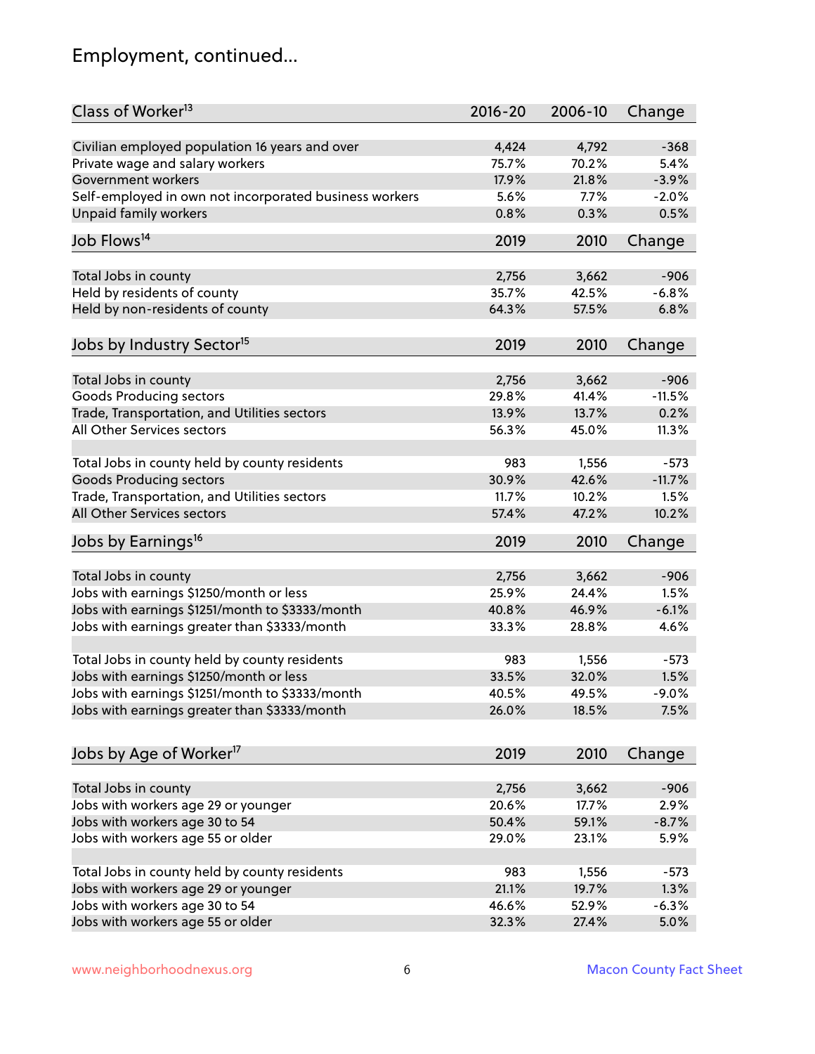## Employment, continued...

| Class of Worker[13] | 2016-20 | 2006-10 | Change |
|---|---|---|---|
| Civilian employed population 16 years and over | 4,424 | 4,792 | -368 |
| Private wage and salary workers | 75.7% | 70.2% | 5.4% |
| Government workers | 17.9% | 21.8% | -3.9% |
| Self-employed in own not incorporated business workers | 5.6% | 7.7% | -2.0% |
| Unpaid family workers | 0.8% | 0.3% | 0.5% |

| Job Flows[14] | 2019 | 2010 | Change |
|---|---|---|---|
| Total Jobs in county | 2,756 | 3,662 | -906 |
| Held by residents of county | 35.7% | 42.5% | -6.8% |
| Held by non-residents of county | 64.3% | 57.5% | 6.8% |

| Jobs by Industry Sector[15] | 2019 | 2010 | Change |
|---|---|---|---|
| Total Jobs in county | 2,756 | 3,662 | -906 |
| Goods Producing sectors | 29.8% | 41.4% | -11.5% |
| Trade, Transportation, and Utilities sectors | 13.9% | 13.7% | 0.2% |
| All Other Services sectors | 56.3% | 45.0% | 11.3% |
| | | | |
| Total Jobs in county held by county residents | 983 | 1,556 | -573 |
| Goods Producing sectors | 30.9% | 42.6% | -11.7% |
| Trade, Transportation, and Utilities sectors | 11.7% | 10.2% | 1.5% |
| All Other Services sectors | 57.4% | 47.2% | 10.2% |

| Jobs by Earnings[16] | 2019 | 2010 | Change |
|---|---|---|---|
| Total Jobs in county | 2,756 | 3,662 | -906 |
| Jobs with earnings $1250/month or less | 25.9% | 24.4% | 1.5% |
| Jobs with earnings $1251/month to $3333/month | 40.8% | 46.9% | -6.1% |
| Jobs with earnings greater than $3333/month | 33.3% | 28.8% | 4.6% |
| | | | |
| Total Jobs in county held by county residents | 983 | 1,556 | -573 |
| Jobs with earnings $1250/month or less | 33.5% | 32.0% | 1.5% |
| Jobs with earnings $1251/month to $3333/month | 40.5% | 49.5% | -9.0% |
| Jobs with earnings greater than $3333/month | 26.0% | 18.5% | 7.5% |

| Jobs by Age of Worker[17] | 2019 | 2010 | Change |
|---|---|---|---|
| Total Jobs in county | 2,756 | 3,662 | -906 |
| Jobs with workers age 29 or younger | 20.6% | 17.7% | 2.9% |
| Jobs with workers age 30 to 54 | 50.4% | 59.1% | -8.7% |
| Jobs with workers age 55 or older | 29.0% | 23.1% | 5.9% |
| | | | |
| Total Jobs in county held by county residents | 983 | 1,556 | -573 |
| Jobs with workers age 29 or younger | 21.1% | 19.7% | 1.3% |
| Jobs with workers age 30 to 54 | 46.6% | 52.9% | -6.3% |
| Jobs with workers age 55 or older | 32.3% | 27.4% | 5.0% |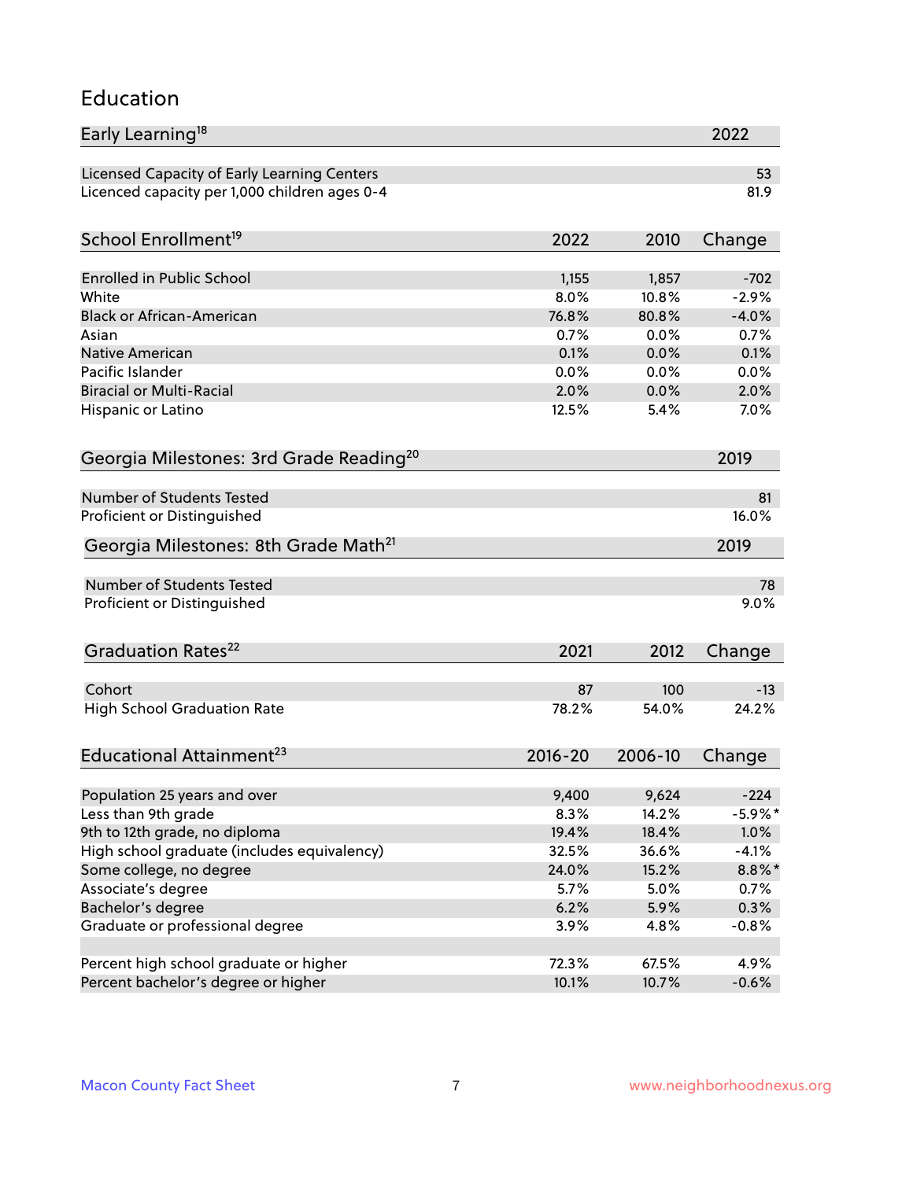# Education

| Early Learning[18] | 2022 |
|---|---|
| Licensed Capacity of Early Learning Centers | 53 |
| Licenced capacity per 1,000 children ages 0-4 | 81.9 |

| School Enrollment[19] | 2022 | 2010 | Change |
|---|---|---|---|
| Enrolled in Public School | 1,155 | 1,857 | -702 |
| White | 8.0% | 10.8% | -2.9% |
| Black or African-American | 76.8% | 80.8% | -4.0% |
| Asian | 0.7% | 0.0% | 0.7% |
| Native American | 0.1% | 0.0% | 0.1% |
| Pacific Islander | 0.0% | 0.0% | 0.0% |
| Biracial or Multi-Racial | 2.0% | 0.0% | 2.0% |
| Hispanic or Latino | 12.5% | 5.4% | 7.0% |

| Georgia Milestones: 3rd Grade Reading[20] | 2019 |
|---|---|
| Number of Students Tested | 81 |
| Proficient or Distinguished | 16.0% |

| Georgia Milestones: 8th Grade Math[21] | 2019 |
|---|---|
| Number of Students Tested | 78 |
| Proficient or Distinguished | 9.0% |

| Graduation Rates[22] | 2021 | 2012 | Change |
|---|---|---|---|
| Cohort | 87 | 100 | -13 |
| High School Graduation Rate | 78.2% | 54.0% | 24.2% |

| Educational Attainment[23] | 2016-20 | 2006-10 | Change |
|---|---|---|---|
| Population 25 years and over | 9,400 | 9,624 | -224 |
| Less than 9th grade | 8.3% | 14.2% | -5.9%* |
| 9th to 12th grade, no diploma | 19.4% | 18.4% | 1.0% |
| High school graduate (includes equivalency) | 32.5% | 36.6% | -4.1% |
| Some college, no degree | 24.0% | 15.2% | 8.8%* |
| Associate's degree | 5.7% | 5.0% | 0.7% |
| Bachelor's degree | 6.2% | 5.9% | 0.3% |
| Graduate or professional degree | 3.9% | 4.8% | -0.8% |
| | | | |
| Percent high school graduate or higher | 72.3% | 67.5% | 4.9% |
| Percent bachelor's degree or higher | 10.1% | 10.7% | -0.6% |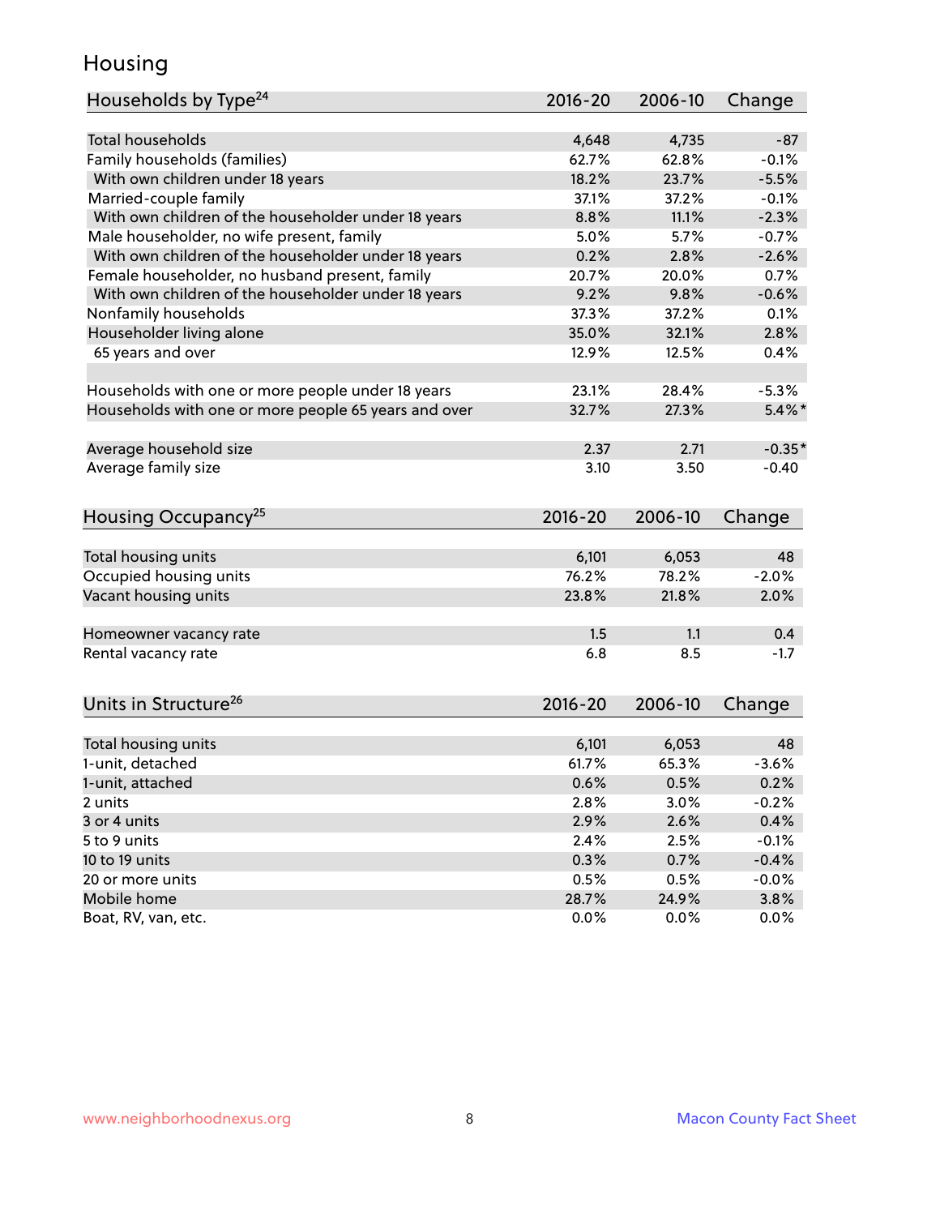## Housing

| Households by Type[24] | 2016-20 | 2006-10 | Change |
|---|---|---|---|
| Total households | 4,648 | 4,735 | -87 |
| Family households (families) | 62.7% | 62.8% | -0.1% |
| With own children under 18 years | 18.2% | 23.7% | -5.5% |
| Married-couple family | 37.1% | 37.2% | -0.1% |
| With own children of the householder under 18 years | 8.8% | 11.1% | -2.3% |
| Male householder, no wife present, family | 5.0% | 5.7% | -0.7% |
| With own children of the householder under 18 years | 0.2% | 2.8% | -2.6% |
| Female householder, no husband present, family | 20.7% | 20.0% | 0.7% |
| With own children of the householder under 18 years | 9.2% | 9.8% | -0.6% |
| Nonfamily households | 37.3% | 37.2% | 0.1% |
| Householder living alone | 35.0% | 32.1% | 2.8% |
| 65 years and over | 12.9% | 12.5% | 0.4% |
| Households with one or more people under 18 years | 23.1% | 28.4% | -5.3% |
| Households with one or more people 65 years and over | 32.7% | 27.3% | 5.4%* |
| Average household size | 2.37 | 2.71 | -0.35* |
| Average family size | 3.10 | 3.50 | -0.40 |

| Housing Occupancy[25] | 2016-20 | 2006-10 | Change |
|---|---|---|---|
| Total housing units | 6,101 | 6,053 | 48 |
| Occupied housing units | 76.2% | 78.2% | -2.0% |
| Vacant housing units | 23.8% | 21.8% | 2.0% |
| Homeowner vacancy rate | 1.5 | 1.1 | 0.4 |
| Rental vacancy rate | 6.8 | 8.5 | -1.7 |

| Units in Structure[26] | 2016-20 | 2006-10 | Change |
|---|---|---|---|
| Total housing units | 6,101 | 6,053 | 48 |
| 1-unit, detached | 61.7% | 65.3% | -3.6% |
| 1-unit, attached | 0.6% | 0.5% | 0.2% |
| 2 units | 2.8% | 3.0% | -0.2% |
| 3 or 4 units | 2.9% | 2.6% | 0.4% |
| 5 to 9 units | 2.4% | 2.5% | -0.1% |
| 10 to 19 units | 0.3% | 0.7% | -0.4% |
| 20 or more units | 0.5% | 0.5% | -0.0% |
| Mobile home | 28.7% | 24.9% | 3.8% |
| Boat, RV, van, etc. | 0.0% | 0.0% | 0.0% |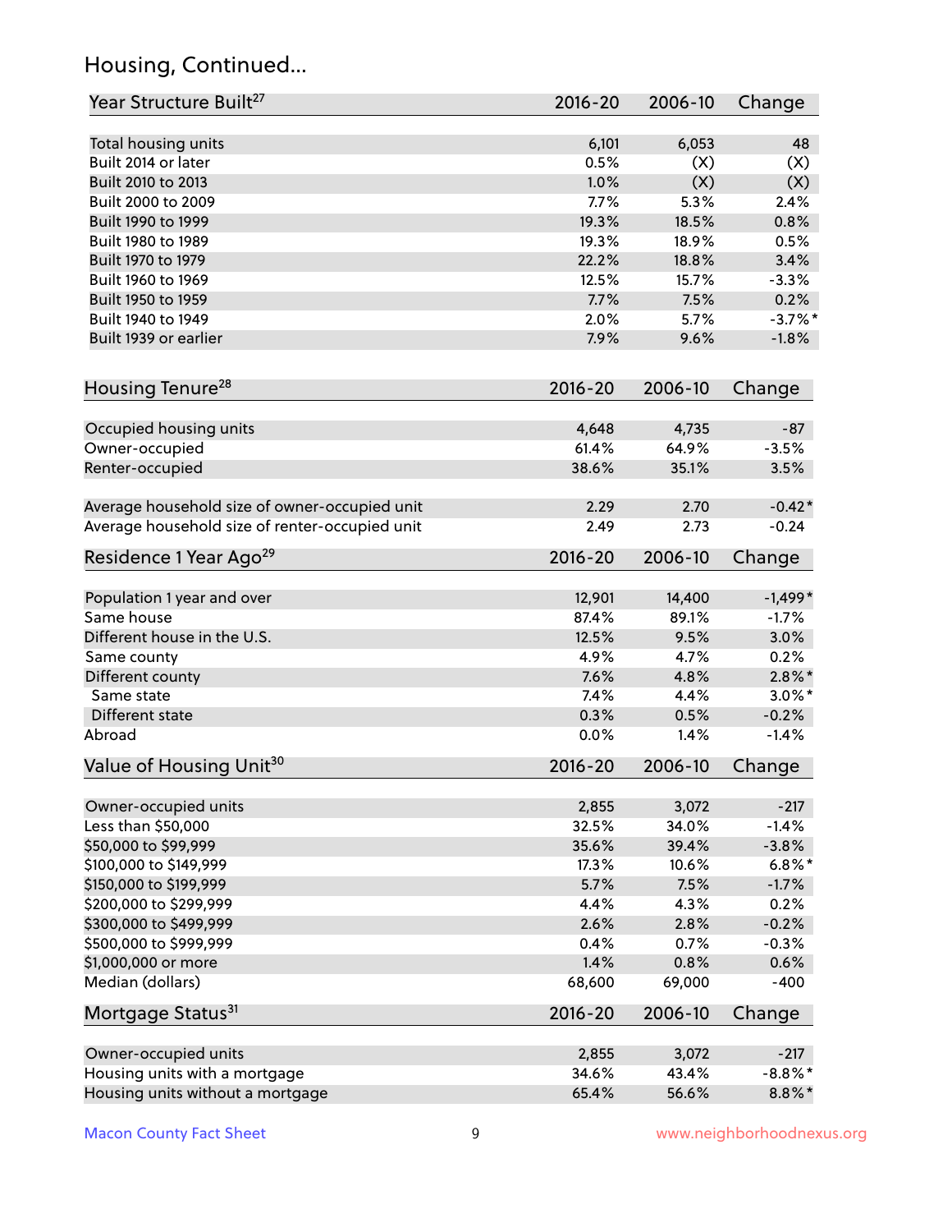## Housing, Continued...

| Year Structure Built[27] | 2016-20 | 2006-10 | Change |
|---|---|---|---|
| Total housing units | 6,101 | 6,053 | 48 |
| Built 2014 or later | 0.5% | (X) | (X) |
| Built 2010 to 2013 | 1.0% | (X) | (X) |
| Built 2000 to 2009 | 7.7% | 5.3% | 2.4% |
| Built 1990 to 1999 | 19.3% | 18.5% | 0.8% |
| Built 1980 to 1989 | 19.3% | 18.9% | 0.5% |
| Built 1970 to 1979 | 22.2% | 18.8% | 3.4% |
| Built 1960 to 1969 | 12.5% | 15.7% | -3.3% |
| Built 1950 to 1959 | 7.7% | 7.5% | 0.2% |
| Built 1940 to 1949 | 2.0% | 5.7% | -3.7%* |
| Built 1939 or earlier | 7.9% | 9.6% | -1.8% |

| Housing Tenure[28] | 2016-20 | 2006-10 | Change |
|---|---|---|---|
| Occupied housing units | 4,648 | 4,735 | -87 |
| Owner-occupied | 61.4% | 64.9% | -3.5% |
| Renter-occupied | 38.6% | 35.1% | 3.5% |
| Average household size of owner-occupied unit | 2.29 | 2.70 | -0.42* |
| Average household size of renter-occupied unit | 2.49 | 2.73 | -0.24 |

| Residence 1 Year Ago[29] | 2016-20 | 2006-10 | Change |
|---|---|---|---|
| Population 1 year and over | 12,901 | 14,400 | -1,499* |
| Same house | 87.4% | 89.1% | -1.7% |
| Different house in the U.S. | 12.5% | 9.5% | 3.0% |
| Same county | 4.9% | 4.7% | 0.2% |
| Different county | 7.6% | 4.8% | 2.8%* |
| Same state | 7.4% | 4.4% | 3.0%* |
| Different state | 0.3% | 0.5% | -0.2% |
| Abroad | 0.0% | 1.4% | -1.4% |

| Value of Housing Unit[30] | 2016-20 | 2006-10 | Change |
|---|---|---|---|
| Owner-occupied units | 2,855 | 3,072 | -217 |
| Less than $50,000 | 32.5% | 34.0% | -1.4% |
| $50,000 to $99,999 | 35.6% | 39.4% | -3.8% |
| $100,000 to $149,999 | 17.3% | 10.6% | 6.8%* |
| $150,000 to $199,999 | 5.7% | 7.5% | -1.7% |
| $200,000 to $299,999 | 4.4% | 4.3% | 0.2% |
| $300,000 to $499,999 | 2.6% | 2.8% | -0.2% |
| $500,000 to $999,999 | 0.4% | 0.7% | -0.3% |
| $1,000,000 or more | 1.4% | 0.8% | 0.6% |
| Median (dollars) | 68,600 | 69,000 | -400 |

| Mortgage Status[31] | 2016-20 | 2006-10 | Change |
|---|---|---|---|
| Owner-occupied units | 2,855 | 3,072 | -217 |
| Housing units with a mortgage | 34.6% | 43.4% | -8.8%* |
| Housing units without a mortgage | 65.4% | 56.6% | 8.8%* |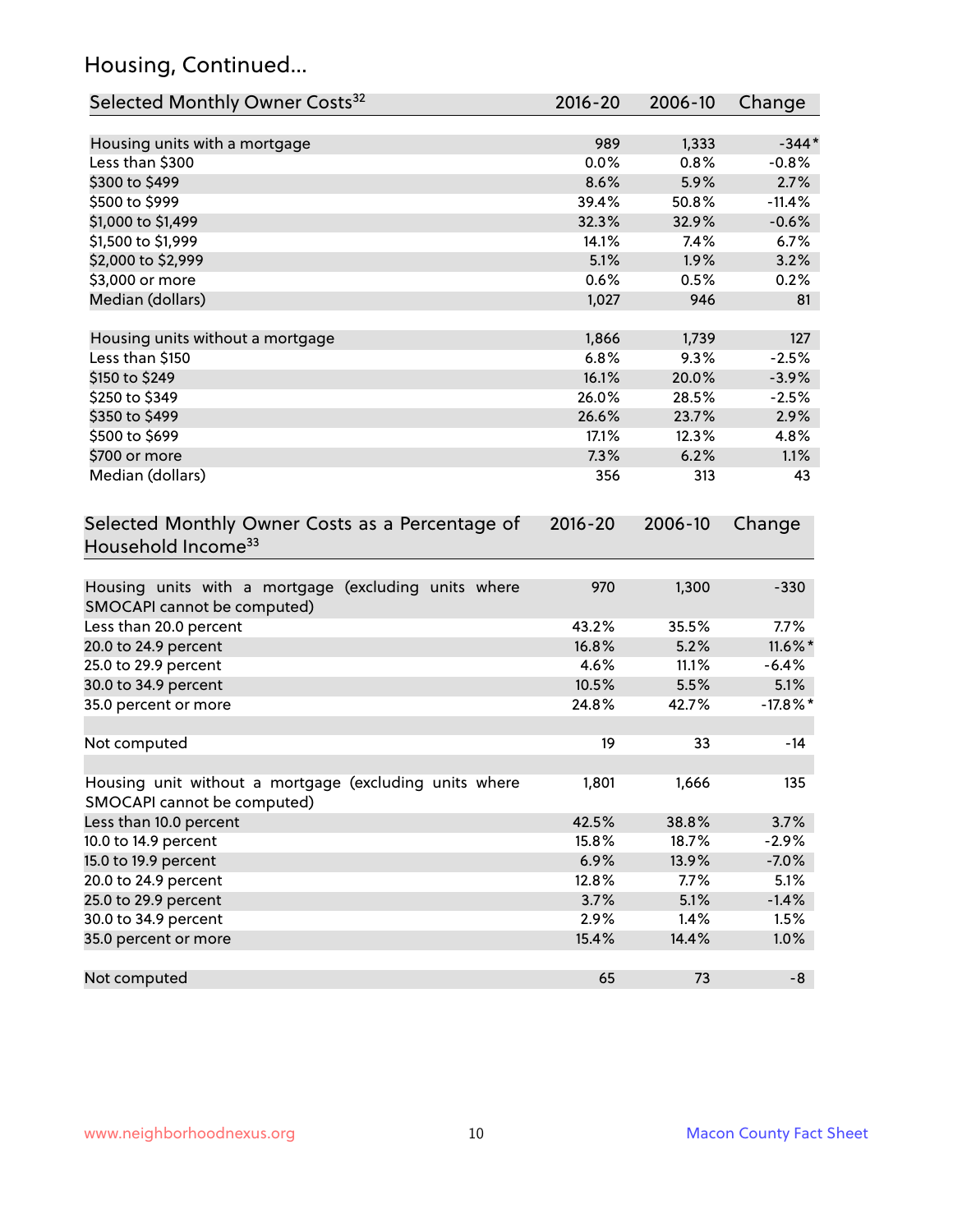## Housing, Continued...

| Selected Monthly Owner Costs[32] | 2016-20 | 2006-10 | Change |
|---|---|---|---|
| Housing units with a mortgage | 989 | 1,333 | -344* |
| Less than $300 | 0.0% | 0.8% | -0.8% |
| $300 to $499 | 8.6% | 5.9% | 2.7% |
| $500 to $999 | 39.4% | 50.8% | -11.4% |
| $1,000 to $1,499 | 32.3% | 32.9% | -0.6% |
| $1,500 to $1,999 | 14.1% | 7.4% | 6.7% |
| $2,000 to $2,999 | 5.1% | 1.9% | 3.2% |
| $3,000 or more | 0.6% | 0.5% | 0.2% |
| Median (dollars) | 1,027 | 946 | 81 |
| | | | |
| Housing units without a mortgage | 1,866 | 1,739 | 127 |
| Less than $150 | 6.8% | 9.3% | -2.5% |
| $150 to $249 | 16.1% | 20.0% | -3.9% |
| $250 to $349 | 26.0% | 28.5% | -2.5% |
| $350 to $499 | 26.6% | 23.7% | 2.9% |
| $500 to $699 | 17.1% | 12.3% | 4.8% |
| $700 or more | 7.3% | 6.2% | 1.1% |
| Median (dollars) | 356 | 313 | 43 |

| Selected Monthly Owner Costs as a Percentage of Household Income[33] | 2016-20 | 2006-10 | Change |
|---|---|---|---|
| Housing units with a mortgage (excluding units where SMOCAPI cannot be computed) | 970 | 1,300 | -330 |
| Less than 20.0 percent | 43.2% | 35.5% | 7.7% |
| 20.0 to 24.9 percent | 16.8% | 5.2% | 11.6%* |
| 25.0 to 29.9 percent | 4.6% | 11.1% | -6.4% |
| 30.0 to 34.9 percent | 10.5% | 5.5% | 5.1% |
| 35.0 percent or more | 24.8% | 42.7% | -17.8%* |
| | | | |
| Not computed | 19 | 33 | -14 |
| | | | |
| Housing unit without a mortgage (excluding units where SMOCAPI cannot be computed) | 1,801 | 1,666 | 135 |
| Less than 10.0 percent | 42.5% | 38.8% | 3.7% |
| 10.0 to 14.9 percent | 15.8% | 18.7% | -2.9% |
| 15.0 to 19.9 percent | 6.9% | 13.9% | -7.0% |
| 20.0 to 24.9 percent | 12.8% | 7.7% | 5.1% |
| 25.0 to 29.9 percent | 3.7% | 5.1% | -1.4% |
| 30.0 to 34.9 percent | 2.9% | 1.4% | 1.5% |
| 35.0 percent or more | 15.4% | 14.4% | 1.0% |
| | | | |
| Not computed | 65 | 73 | -8 |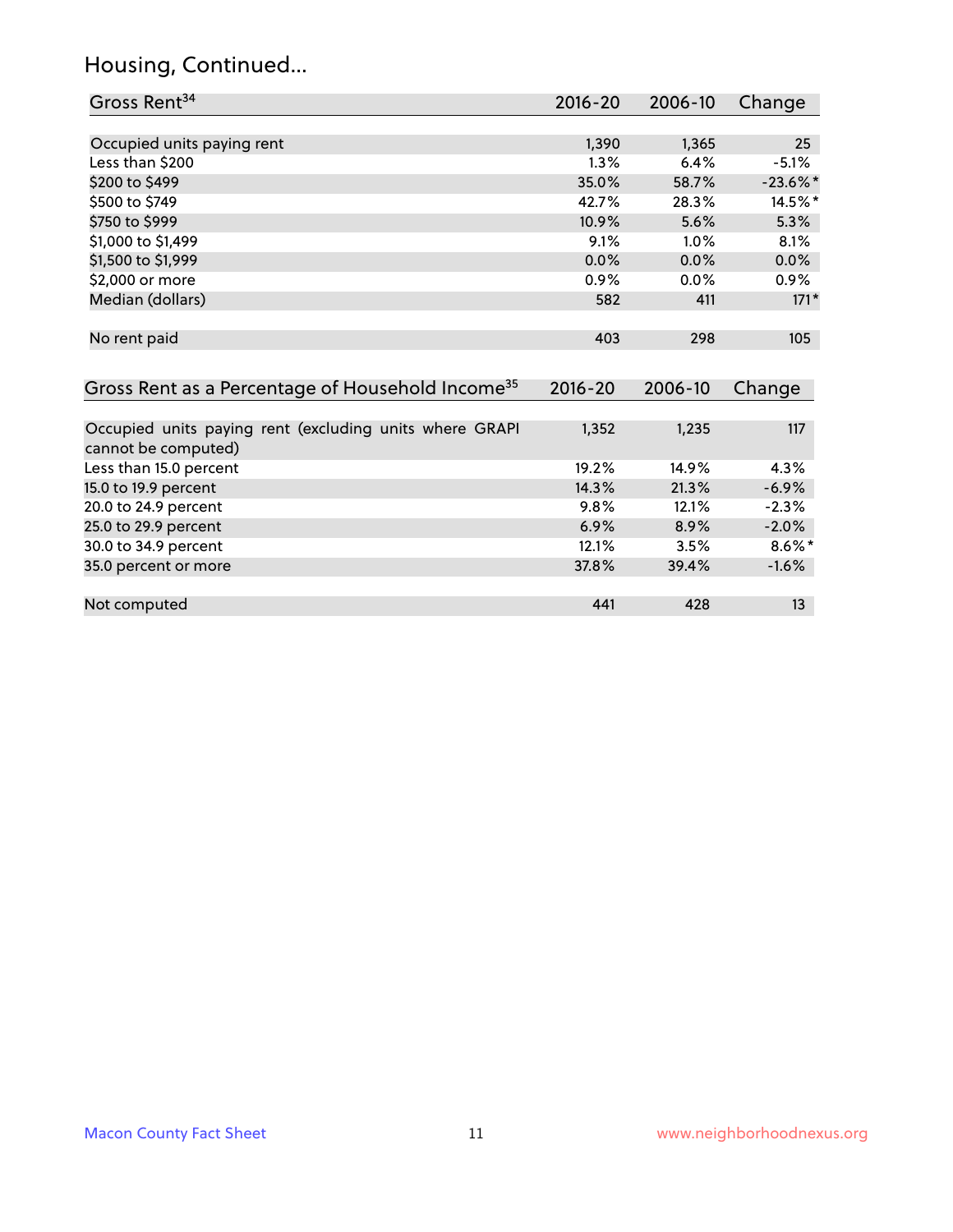## Housing, Continued...

| Gross Rent[34] | 2016-20 | 2006-10 | Change |
|---|---|---|---|
| Occupied units paying rent | 1,390 | 1,365 | 25 |
| Less than $200 | 1.3% | 6.4% | -5.1% |
| $200 to $499 | 35.0% | 58.7% | -23.6%* |
| $500 to $749 | 42.7% | 28.3% | 14.5%* |
| $750 to $999 | 10.9% | 5.6% | 5.3% |
| $1,000 to $1,499 | 9.1% | 1.0% | 8.1% |
| $1,500 to $1,999 | 0.0% | 0.0% | 0.0% |
| $2,000 or more | 0.9% | 0.0% | 0.9% |
| Median (dollars) | 582 | 411 | 171* |
| No rent paid | 403 | 298 | 105 |

| Gross Rent as a Percentage of Household Income[35] | 2016-20 | 2006-10 | Change |
|---|---|---|---|
| Occupied units paying rent (excluding units where GRAPI cannot be computed) | 1,352 | 1,235 | 117 |
| Less than 15.0 percent | 19.2% | 14.9% | 4.3% |
| 15.0 to 19.9 percent | 14.3% | 21.3% | -6.9% |
| 20.0 to 24.9 percent | 9.8% | 12.1% | -2.3% |
| 25.0 to 29.9 percent | 6.9% | 8.9% | -2.0% |
| 30.0 to 34.9 percent | 12.1% | 3.5% | 8.6%* |
| 35.0 percent or more | 37.8% | 39.4% | -1.6% |
| Not computed | 441 | 428 | 13 |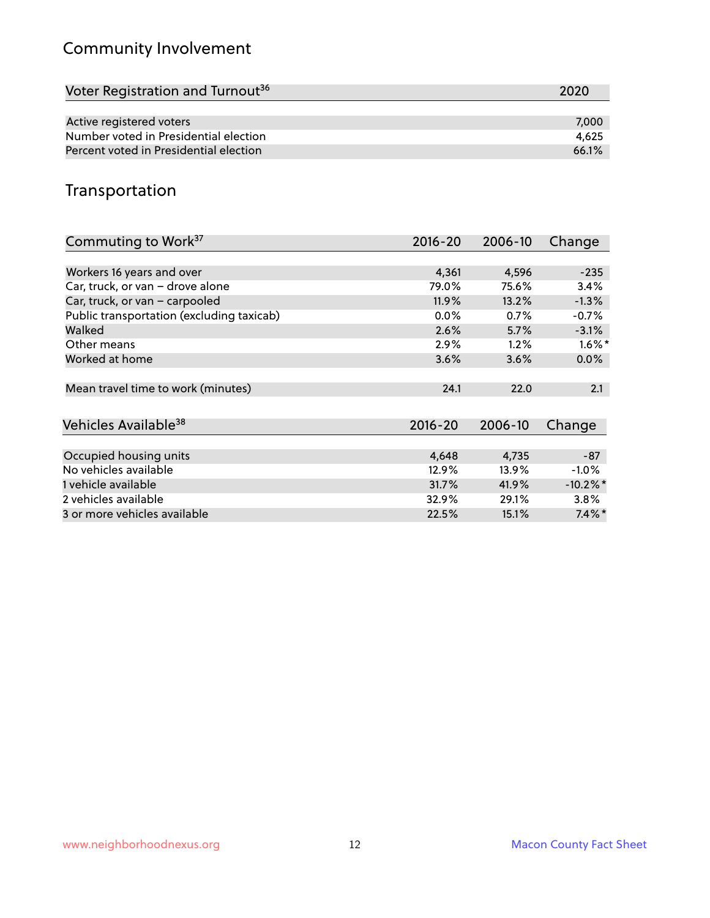## Community Involvement

| Voter Registration and Turnout[36] | 2020 |
|---|---|
| Active registered voters | 7,000 |
| Number voted in Presidential election | 4,625 |
| Percent voted in Presidential election | 66.1% |

## Transportation

| Commuting to Work[37] | 2016-20 | 2006-10 | Change |
|---|---|---|---|
| Workers 16 years and over | 4,361 | 4,596 | -235 |
| Car, truck, or van – drove alone | 79.0% | 75.6% | 3.4% |
| Car, truck, or van – carpooled | 11.9% | 13.2% | -1.3% |
| Public transportation (excluding taxicab) | 0.0% | 0.7% | -0.7% |
| Walked | 2.6% | 5.7% | -3.1% |
| Other means | 2.9% | 1.2% | 1.6%* |
| Worked at home | 3.6% | 3.6% | 0.0% |
| Mean travel time to work (minutes) | 24.1 | 22.0 | 2.1 |

| Vehicles Available[38] | 2016-20 | 2006-10 | Change |
|---|---|---|---|
| Occupied housing units | 4,648 | 4,735 | -87 |
| No vehicles available | 12.9% | 13.9% | -1.0% |
| 1 vehicle available | 31.7% | 41.9% | -10.2%* |
| 2 vehicles available | 32.9% | 29.1% | 3.8% |
| 3 or more vehicles available | 22.5% | 15.1% | 7.4%* |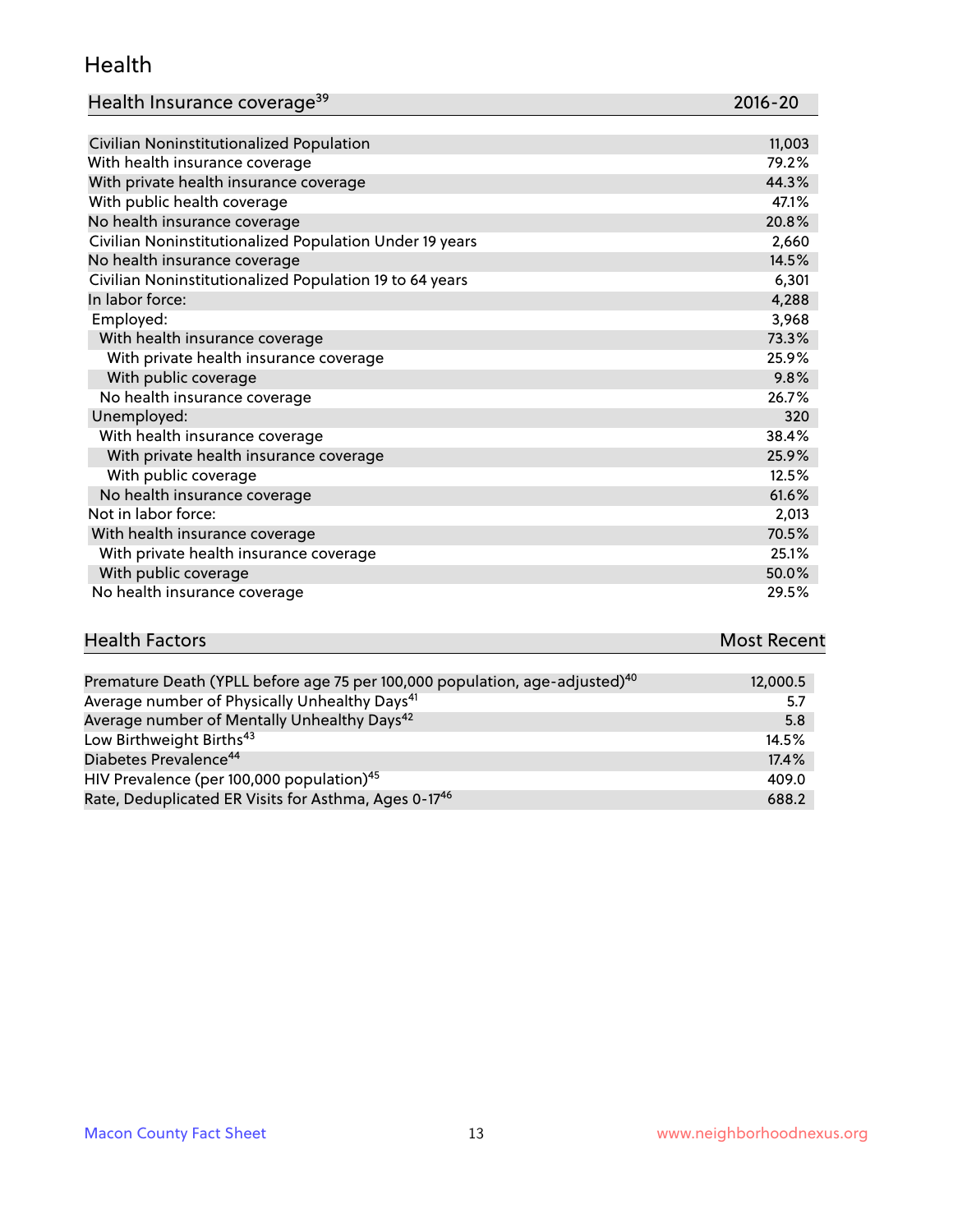## Health

| Health Insurance coverage[39] | 2016-20 |
|---|---|
| Civilian Noninstitutionalized Population | 11,003 |
| With health insurance coverage | 79.2% |
| With private health insurance coverage | 44.3% |
| With public health coverage | 47.1% |
| No health insurance coverage | 20.8% |
| Civilian Noninstitutionalized Population Under 19 years | 2,660 |
| No health insurance coverage | 14.5% |
| Civilian Noninstitutionalized Population 19 to 64 years | 6,301 |
| In labor force: | 4,288 |
| Employed: | 3,968 |
| With health insurance coverage | 73.3% |
| With private health insurance coverage | 25.9% |
| With public coverage | 9.8% |
| No health insurance coverage | 26.7% |
| Unemployed: | 320 |
| With health insurance coverage | 38.4% |
| With private health insurance coverage | 25.9% |
| With public coverage | 12.5% |
| No health insurance coverage | 61.6% |
| Not in labor force: | 2,013 |
| With health insurance coverage | 70.5% |
| With private health insurance coverage | 25.1% |
| With public coverage | 50.0% |
| No health insurance coverage | 29.5% |

| Health Factors | Most Recent |
|---|---|
| Premature Death (YPLL before age 75 per 100,000 population, age-adjusted)[40] | 12,000.5 |
| Average number of Physically Unhealthy Days[41] | 5.7 |
| Average number of Mentally Unhealthy Days[42] | 5.8 |
| Low Birthweight Births[43] | 14.5% |
| Diabetes Prevalence[44] | 17.4% |
| HIV Prevalence (per 100,000 population)[45] | 409.0 |
| Rate, Deduplicated ER Visits for Asthma, Ages 0-17[46] | 688.2 |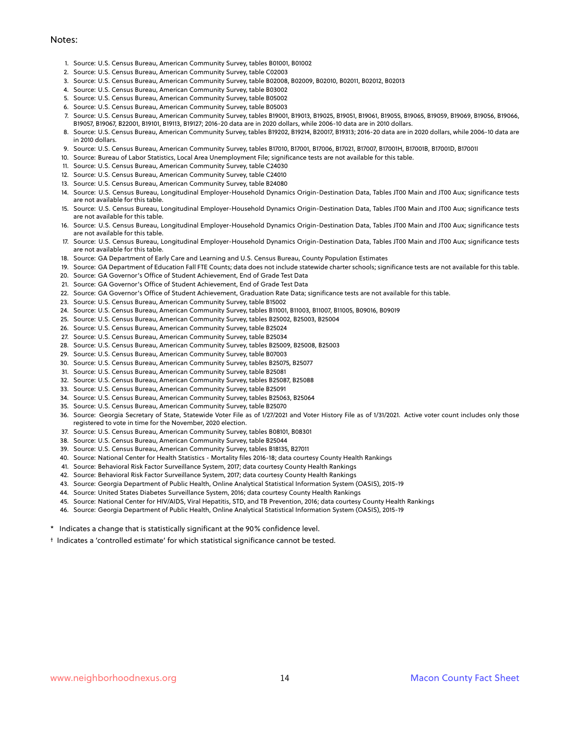Notes:

1. Source: U.S. Census Bureau, American Community Survey, tables B01001, B01002
2. Source: U.S. Census Bureau, American Community Survey, table C02003
3. Source: U.S. Census Bureau, American Community Survey, table B02008, B02009, B02010, B02011, B02012, B02013
4. Source: U.S. Census Bureau, American Community Survey, table B03002
5. Source: U.S. Census Bureau, American Community Survey, table B05002
6. Source: U.S. Census Bureau, American Community Survey, table B05003
7. Source: U.S. Census Bureau, American Community Survey, tables B19001, B19013, B19025, B19051, B19061, B19055, B19065, B19059, B19069, B19056, B19066, B19057, B19067, B22001, B19101, B19113, B19127; 2016-20 data are in 2020 dollars, while 2006-10 data are in 2010 dollars.
8. Source: U.S. Census Bureau, American Community Survey, tables B19202, B19214, B20017, B19313; 2016-20 data are in 2020 dollars, while 2006-10 data are in 2010 dollars.
9. Source: U.S. Census Bureau, American Community Survey, tables B17010, B17001, B17006, B17021, B17007, B17001H, B17001B, B17001D, B17001I
10. Source: Bureau of Labor Statistics, Local Area Unemployment File; significance tests are not available for this table.
11. Source: U.S. Census Bureau, American Community Survey, table C24030
12. Source: U.S. Census Bureau, American Community Survey, table C24010
13. Source: U.S. Census Bureau, American Community Survey, table B24080
14. Source: U.S. Census Bureau, Longitudinal Employer-Household Dynamics Origin-Destination Data, Tables JT00 Main and JT00 Aux; significance tests are not available for this table.
15. Source: U.S. Census Bureau, Longitudinal Employer-Household Dynamics Origin-Destination Data, Tables JT00 Main and JT00 Aux; significance tests are not available for this table.
16. Source: U.S. Census Bureau, Longitudinal Employer-Household Dynamics Origin-Destination Data, Tables JT00 Main and JT00 Aux; significance tests are not available for this table.
17. Source: U.S. Census Bureau, Longitudinal Employer-Household Dynamics Origin-Destination Data, Tables JT00 Main and JT00 Aux; significance tests are not available for this table.
18. Source: GA Department of Early Care and Learning and U.S. Census Bureau, County Population Estimates
19. Source: GA Department of Education Fall FTE Counts; data does not include statewide charter schools; significance tests are not available for this table.
20. Source: GA Governor's Office of Student Achievement, End of Grade Test Data
21. Source: GA Governor's Office of Student Achievement, End of Grade Test Data
22. Source: GA Governor's Office of Student Achievement, Graduation Rate Data; significance tests are not available for this table.
23. Source: U.S. Census Bureau, American Community Survey, table B15002
24. Source: U.S. Census Bureau, American Community Survey, tables B11001, B11003, B11007, B11005, B09016, B09019
25. Source: U.S. Census Bureau, American Community Survey, tables B25002, B25003, B25004
26. Source: U.S. Census Bureau, American Community Survey, table B25024
27. Source: U.S. Census Bureau, American Community Survey, table B25034
28. Source: U.S. Census Bureau, American Community Survey, tables B25009, B25008, B25003
29. Source: U.S. Census Bureau, American Community Survey, table B07003
30. Source: U.S. Census Bureau, American Community Survey, tables B25075, B25077
31. Source: U.S. Census Bureau, American Community Survey, table B25081
32. Source: U.S. Census Bureau, American Community Survey, tables B25087, B25088
33. Source: U.S. Census Bureau, American Community Survey, table B25091
34. Source: U.S. Census Bureau, American Community Survey, tables B25063, B25064
35. Source: U.S. Census Bureau, American Community Survey, table B25070
36. Source: Georgia Secretary of State, Statewide Voter File as of 1/27/2021 and Voter History File as of 1/31/2021. Active voter count includes only those registered to vote in time for the November, 2020 election.
37. Source: U.S. Census Bureau, American Community Survey, tables B08101, B08301
38. Source: U.S. Census Bureau, American Community Survey, table B25044
39. Source: U.S. Census Bureau, American Community Survey, tables B18135, B27011
40. Source: National Center for Health Statistics - Mortality files 2016-18; data courtesy County Health Rankings
41. Source: Behavioral Risk Factor Surveillance System, 2017; data courtesy County Health Rankings
42. Source: Behavioral Risk Factor Surveillance System, 2017; data courtesy County Health Rankings
43. Source: Georgia Department of Public Health, Online Analytical Statistical Information System (OASIS), 2015-19
44. Source: United States Diabetes Surveillance System, 2016; data courtesy County Health Rankings
45. Source: National Center for HIV/AIDS, Viral Hepatitis, STD, and TB Prevention, 2016; data courtesy County Health Rankings
46. Source: Georgia Department of Public Health, Online Analytical Statistical Information System (OASIS), 2015-19

\* Indicates a change that is statistically significant at the 90% confidence level.

† Indicates a 'controlled estimate' for which statistical significance cannot be tested.